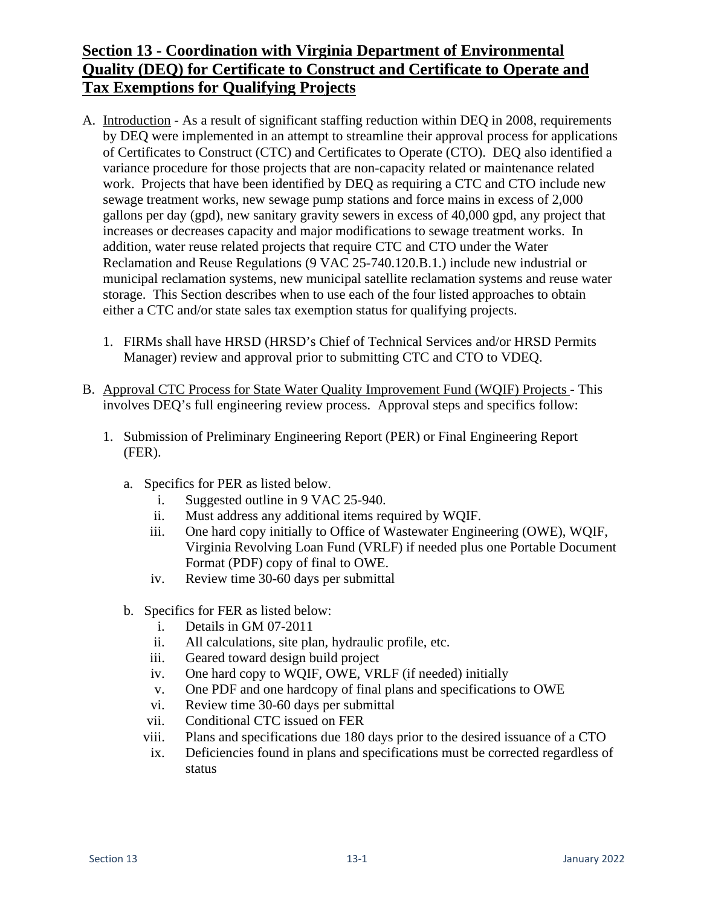## Section 13 - Coordination with Virginia Department of Environmental Quality (DEQ) for Certificate to Construct and Certificate to Operate and Tax Exemptions for Qualifying Projects

A. Introduction - As a result of significant staffing reduction within DEQ in 2008, requirements by DEQ were implemented in an attempt to streamline their approval process for applications of Certificates to Construct (CTC) and Certificates to Operate (CTO). DEQ also identified a variance procedure for those projects that are non-capacity related or maintenance related work. Projects that have been identified by DEQ as requiring a CTC and CTO include new sewage treatment works, new sewage pump stations and force mains in excess of 2,000 gallons per day (gpd), new sanitary gravity sewers in excess of 40,000 gpd, any project that increases or decreases capacity and major modifications to sewage treatment works. In addition, water reuse related projects that require CTC and CTO under the Water Reclamation and Reuse Regulations (9 VAC 25-740.120.B.1.) include new industrial or municipal reclamation systems, new municipal satellite reclamation systems and reuse water storage. This Section describes when to use each of the four listed approaches to obtain either a CTC and/or state sales tax exemption status for qualifying projects.

   1. FIRMs shall have HRSD (HRSD's Chief of Technical Services and/or HRSD Permits Manager) review and approval prior to submitting CTC and CTO to VDEQ.

B. Approval CTC Process for State Water Quality Improvement Fund (WQIF) Projects - This involves DEQ's full engineering review process. Approval steps and specifics follow:

   1. Submission of Preliminary Engineering Report (PER) or Final Engineering Report (FER).

      a. Specifics for PER as listed below.
         i. Suggested outline in 9 VAC 25-940.
         ii. Must address any additional items required by WQIF.
         iii. One hard copy initially to Office of Wastewater Engineering (OWE), WQIF, Virginia Revolving Loan Fund (VRLF) if needed plus one Portable Document Format (PDF) copy of final to OWE.
         iv. Review time 30-60 days per submittal

      b. Specifics for FER as listed below:
         i. Details in GM 07-2011
         ii. All calculations, site plan, hydraulic profile, etc.
         iii. Geared toward design build project
         iv. One hard copy to WQIF, OWE, VRLF (if needed) initially
         v. One PDF and one hardcopy of final plans and specifications to OWE
         vi. Review time 30-60 days per submittal
         vii. Conditional CTC issued on FER
         viii. Plans and specifications due 180 days prior to the desired issuance of a CTO
         ix. Deficiencies found in plans and specifications must be corrected regardless of status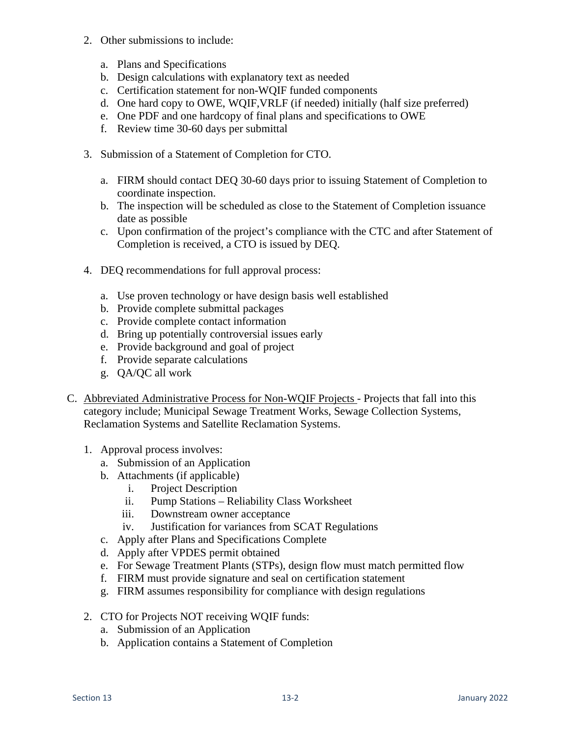2. Other submissions to include:

   a. Plans and Specifications
   b. Design calculations with explanatory text as needed
   c. Certification statement for non-WQIF funded components
   d. One hard copy to OWE, WQIF,VRLF (if needed) initially (half size preferred)
   e. One PDF and one hardcopy of final plans and specifications to OWE
   f. Review time 30-60 days per submittal

3. Submission of a Statement of Completion for CTO.

   a. FIRM should contact DEQ 30-60 days prior to issuing Statement of Completion to coordinate inspection.
   b. The inspection will be scheduled as close to the Statement of Completion issuance date as possible
   c. Upon confirmation of the project's compliance with the CTC and after Statement of Completion is received, a CTO is issued by DEQ.

4. DEQ recommendations for full approval process:

   a. Use proven technology or have design basis well established
   b. Provide complete submittal packages
   c. Provide complete contact information
   d. Bring up potentially controversial issues early
   e. Provide background and goal of project
   f. Provide separate calculations
   g. QA/QC all work

C. <u>Abbreviated Administrative Process for Non-WQIF Projects</u> - Projects that fall into this category include; Municipal Sewage Treatment Works, Sewage Collection Systems, Reclamation Systems and Satellite Reclamation Systems.

   1. Approval process involves:
      a. Submission of an Application
      b. Attachments (if applicable)
         i. Project Description
         ii. Pump Stations – Reliability Class Worksheet
         iii. Downstream owner acceptance
         iv. Justification for variances from SCAT Regulations
      c. Apply after Plans and Specifications Complete
      d. Apply after VPDES permit obtained
      e. For Sewage Treatment Plants (STPs), design flow must match permitted flow
      f. FIRM must provide signature and seal on certification statement
      g. FIRM assumes responsibility for compliance with design regulations

   2. CTO for Projects NOT receiving WQIF funds:
      a. Submission of an Application
      b. Application contains a Statement of Completion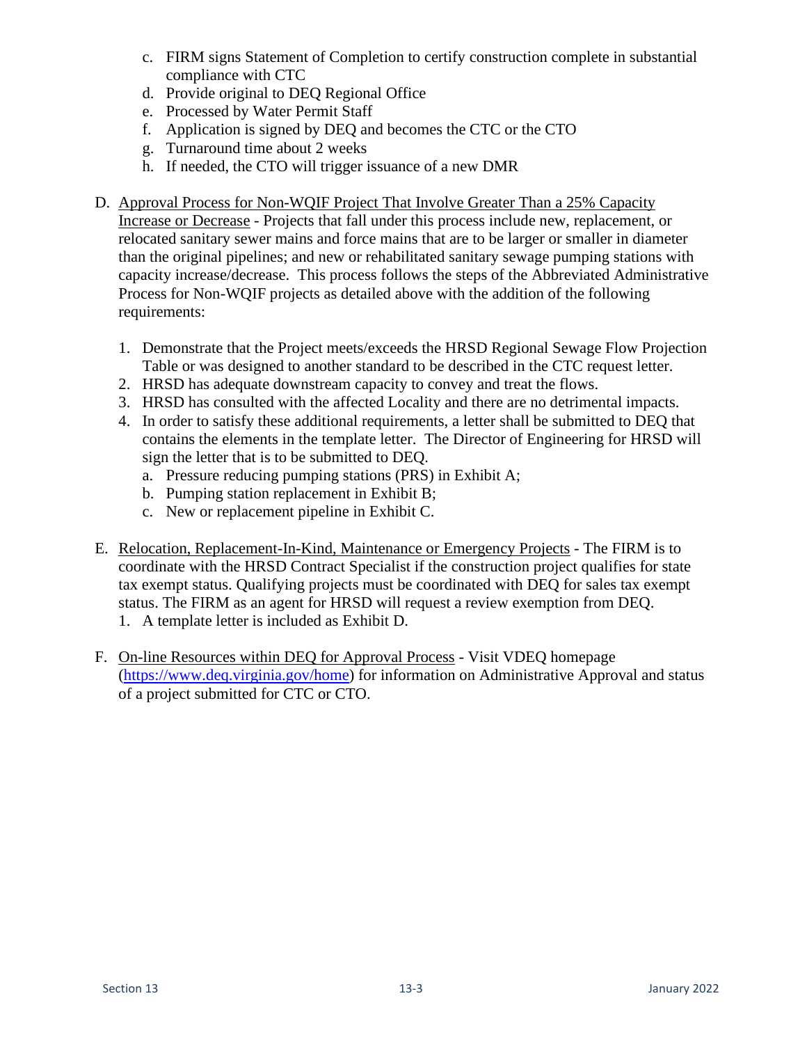c. FIRM signs Statement of Completion to certify construction complete in substantial compliance with CTC
d. Provide original to DEQ Regional Office
e. Processed by Water Permit Staff
f. Application is signed by DEQ and becomes the CTC or the CTO
g. Turnaround time about 2 weeks
h. If needed, the CTO will trigger issuance of a new DMR

D. <u>Approval Process for Non-WQIF Project That Involve Greater Than a 25% Capacity Increase or Decrease</u> - Projects that fall under this process include new, replacement, or relocated sanitary sewer mains and force mains that are to be larger or smaller in diameter than the original pipelines; and new or rehabilitated sanitary sewage pumping stations with capacity increase/decrease. This process follows the steps of the Abbreviated Administrative Process for Non-WQIF projects as detailed above with the addition of the following requirements:

   1. Demonstrate that the Project meets/exceeds the HRSD Regional Sewage Flow Projection Table or was designed to another standard to be described in the CTC request letter.
   2. HRSD has adequate downstream capacity to convey and treat the flows.
   3. HRSD has consulted with the affected Locality and there are no detrimental impacts.
   4. In order to satisfy these additional requirements, a letter shall be submitted to DEQ that contains the elements in the template letter. The Director of Engineering for HRSD will sign the letter that is to be submitted to DEQ.
      a. Pressure reducing pumping stations (PRS) in Exhibit A;
      b. Pumping station replacement in Exhibit B;
      c. New or replacement pipeline in Exhibit C.

E. <u>Relocation, Replacement-In-Kind, Maintenance or Emergency Projects</u> - The FIRM is to coordinate with the HRSD Contract Specialist if the construction project qualifies for state tax exempt status. Qualifying projects must be coordinated with DEQ for sales tax exempt status. The FIRM as an agent for HRSD will request a review exemption from DEQ.
   1. A template letter is included as Exhibit D.

F. <u>On-line Resources within DEQ for Approval Process</u> - Visit VDEQ homepage (https://www.deq.virginia.gov/home) for information on Administrative Approval and status of a project submitted for CTC or CTO.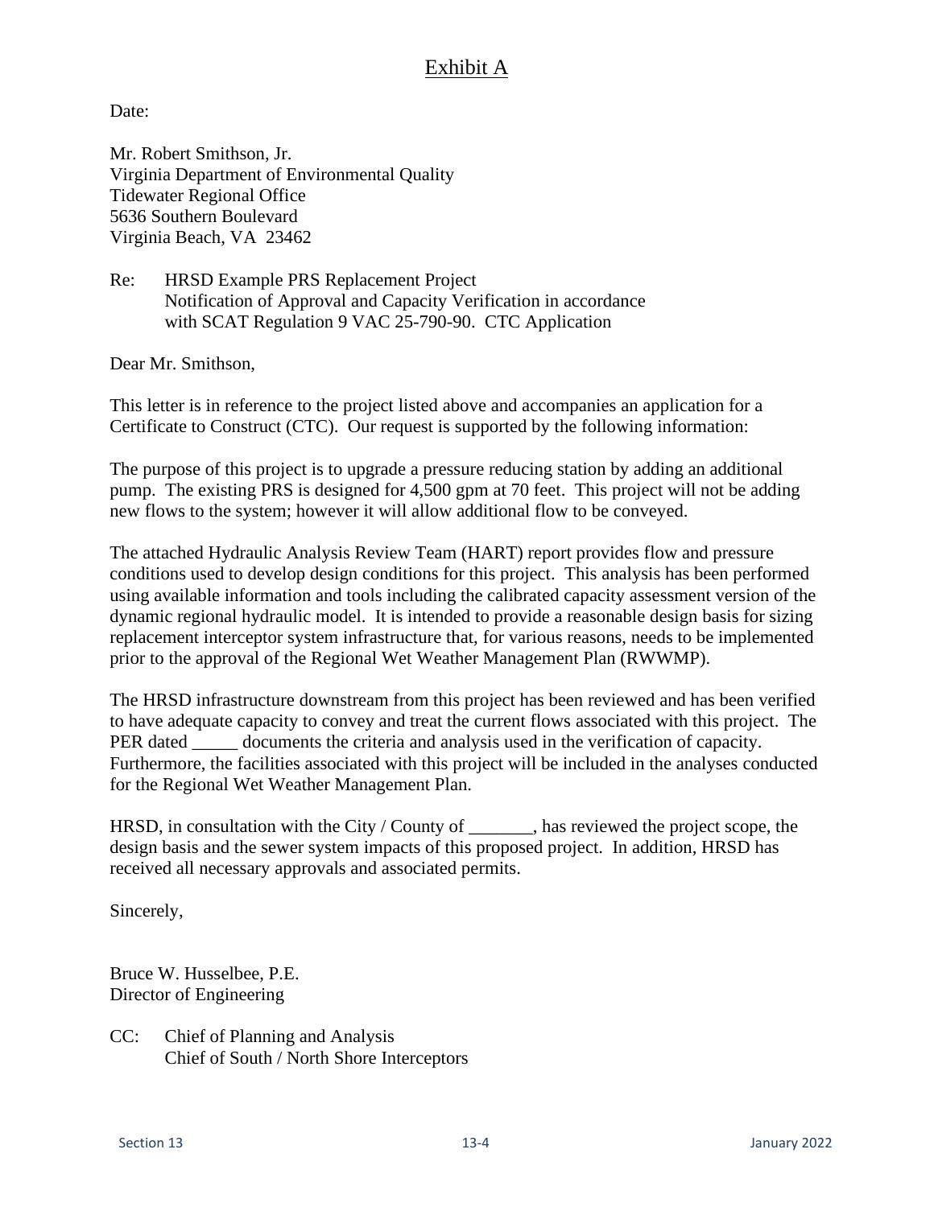# Exhibit A

Date:

Mr. Robert Smithson, Jr.
Virginia Department of Environmental Quality
Tidewater Regional Office
5636 Southern Boulevard
Virginia Beach, VA 23462

Re: HRSD Example PRS Replacement Project
Notification of Approval and Capacity Verification in accordance with SCAT Regulation 9 VAC 25-790-90. CTC Application

Dear Mr. Smithson,

This letter is in reference to the project listed above and accompanies an application for a Certificate to Construct (CTC). Our request is supported by the following information:

The purpose of this project is to upgrade a pressure reducing station by adding an additional pump. The existing PRS is designed for 4,500 gpm at 70 feet. This project will not be adding new flows to the system; however it will allow additional flow to be conveyed.

The attached Hydraulic Analysis Review Team (HART) report provides flow and pressure conditions used to develop design conditions for this project. This analysis has been performed using available information and tools including the calibrated capacity assessment version of the dynamic regional hydraulic model. It is intended to provide a reasonable design basis for sizing replacement interceptor system infrastructure that, for various reasons, needs to be implemented prior to the approval of the Regional Wet Weather Management Plan (RWWMP).

The HRSD infrastructure downstream from this project has been reviewed and has been verified to have adequate capacity to convey and treat the current flows associated with this project. The PER dated _____ documents the criteria and analysis used in the verification of capacity. Furthermore, the facilities associated with this project will be included in the analyses conducted for the Regional Wet Weather Management Plan.

HRSD, in consultation with the City / County of _______, has reviewed the project scope, the design basis and the sewer system impacts of this proposed project. In addition, HRSD has received all necessary approvals and associated permits.

Sincerely,

Bruce W. Husselbee, P.E.
Director of Engineering

CC: Chief of Planning and Analysis
Chief of South / North Shore Interceptors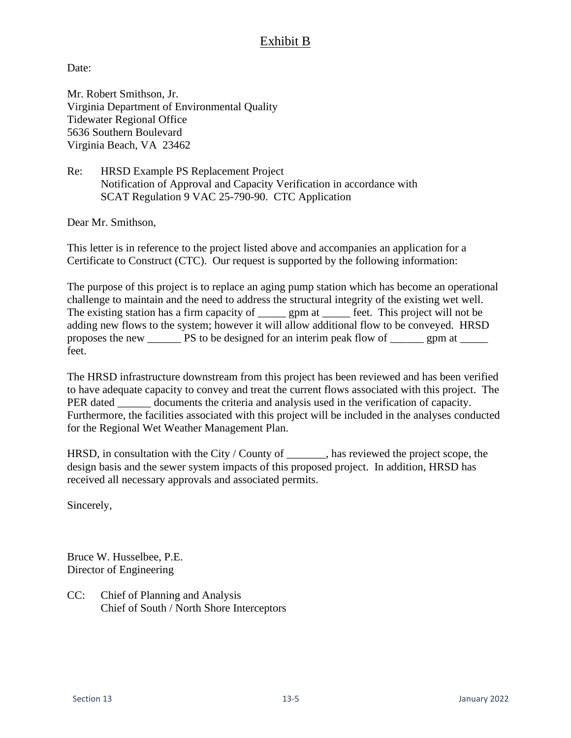# Exhibit B

Date:

Mr. Robert Smithson, Jr.
Virginia Department of Environmental Quality
Tidewater Regional Office
5636 Southern Boulevard
Virginia Beach, VA 23462

Re: HRSD Example PS Replacement Project
Notification of Approval and Capacity Verification in accordance with
SCAT Regulation 9 VAC 25-790-90. CTC Application

Dear Mr. Smithson,

This letter is in reference to the project listed above and accompanies an application for a Certificate to Construct (CTC). Our request is supported by the following information:

The purpose of this project is to replace an aging pump station which has become an operational challenge to maintain and the need to address the structural integrity of the existing wet well. The existing station has a firm capacity of _____ gpm at _____ feet. This project will not be adding new flows to the system; however it will allow additional flow to be conveyed. HRSD proposes the new ______ PS to be designed for an interim peak flow of ______ gpm at _____ feet.

The HRSD infrastructure downstream from this project has been reviewed and has been verified to have adequate capacity to convey and treat the current flows associated with this project. The PER dated ______ documents the criteria and analysis used in the verification of capacity. Furthermore, the facilities associated with this project will be included in the analyses conducted for the Regional Wet Weather Management Plan.

HRSD, in consultation with the City / County of _______, has reviewed the project scope, the design basis and the sewer system impacts of this proposed project. In addition, HRSD has received all necessary approvals and associated permits.

Sincerely,

Bruce W. Husselbee, P.E.
Director of Engineering

CC: Chief of Planning and Analysis
Chief of South / North Shore Interceptors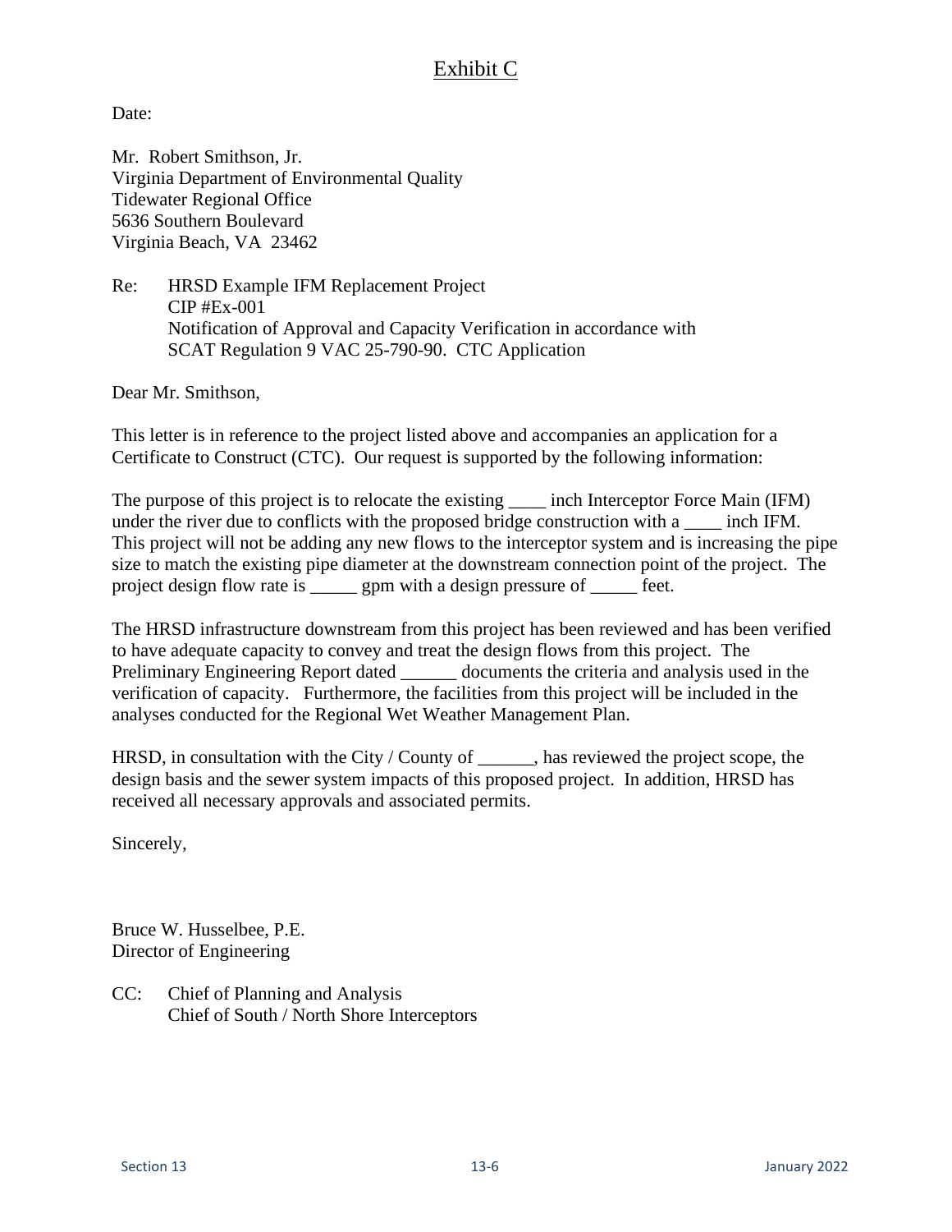# Exhibit C

Date:

Mr. Robert Smithson, Jr.
Virginia Department of Environmental Quality
Tidewater Regional Office
5636 Southern Boulevard
Virginia Beach, VA 23462

Re: HRSD Example IFM Replacement Project
CIP #Ex-001
Notification of Approval and Capacity Verification in accordance with
SCAT Regulation 9 VAC 25-790-90. CTC Application

Dear Mr. Smithson,

This letter is in reference to the project listed above and accompanies an application for a Certificate to Construct (CTC). Our request is supported by the following information:

The purpose of this project is to relocate the existing ____ inch Interceptor Force Main (IFM) under the river due to conflicts with the proposed bridge construction with a ____ inch IFM. This project will not be adding any new flows to the interceptor system and is increasing the pipe size to match the existing pipe diameter at the downstream connection point of the project. The project design flow rate is _____ gpm with a design pressure of _____ feet.

The HRSD infrastructure downstream from this project has been reviewed and has been verified to have adequate capacity to convey and treat the design flows from this project. The Preliminary Engineering Report dated ______ documents the criteria and analysis used in the verification of capacity. Furthermore, the facilities from this project will be included in the analyses conducted for the Regional Wet Weather Management Plan.

HRSD, in consultation with the City / County of ______, has reviewed the project scope, the design basis and the sewer system impacts of this proposed project. In addition, HRSD has received all necessary approvals and associated permits.

Sincerely,

Bruce W. Husselbee, P.E.
Director of Engineering

CC: Chief of Planning and Analysis
Chief of South / North Shore Interceptors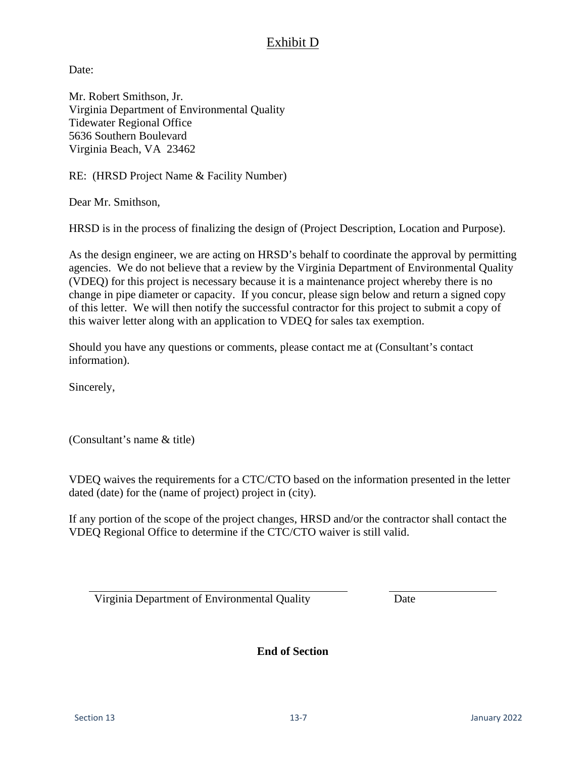# Exhibit D

Date:

Mr. Robert Smithson, Jr.
Virginia Department of Environmental Quality
Tidewater Regional Office
5636 Southern Boulevard
Virginia Beach, VA 23462

RE: (HRSD Project Name & Facility Number)

Dear Mr. Smithson,

HRSD is in the process of finalizing the design of (Project Description, Location and Purpose).

As the design engineer, we are acting on HRSD's behalf to coordinate the approval by permitting agencies. We do not believe that a review by the Virginia Department of Environmental Quality (VDEQ) for this project is necessary because it is a maintenance project whereby there is no change in pipe diameter or capacity. If you concur, please sign below and return a signed copy of this letter. We will then notify the successful contractor for this project to submit a copy of this waiver letter along with an application to VDEQ for sales tax exemption.

Should you have any questions or comments, please contact me at (Consultant's contact information).

Sincerely,

(Consultant's name & title)

VDEQ waives the requirements for a CTC/CTO based on the information presented in the letter dated (date) for the (name of project) project in (city).

If any portion of the scope of the project changes, HRSD and/or the contractor shall contact the VDEQ Regional Office to determine if the CTC/CTO waiver is still valid.

\_\_\_\_\_\_\_\_\_\_\_\_\_\_\_\_\_\_\_\_\_\_\_\_\_\_\_\_\_\_\_\_\_\_\_\_\_\_\_\_\_\_ \_\_\_\_\_\_\_\_\_\_\_\_\_\_\_\_\_\_
Virginia Department of Environmental Quality Date

**End of Section**